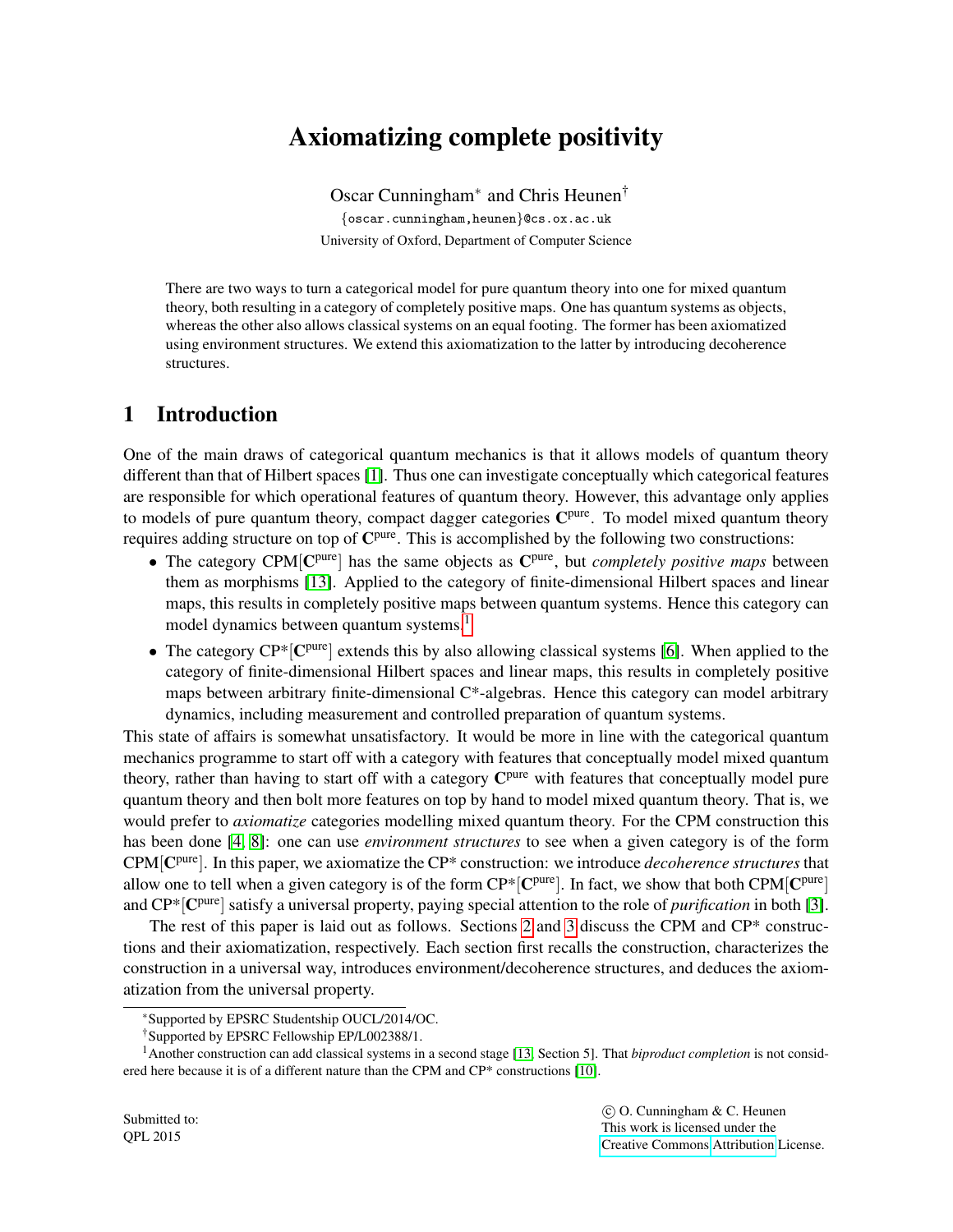# Axiomatizing complete positivity

Oscar Cunningham[*] and Chris Heunen[†]

{oscar.cunningham,heunen}@cs.ox.ac.uk

University of Oxford, Department of Computer Science

There are two ways to turn a categorical model for pure quantum theory into one for mixed quantum theory, both resulting in a category of completely positive maps. One has quantum systems as objects, whereas the other also allows classical systems on an equal footing. The former has been axiomatized using environment structures. We extend this axiomatization to the latter by introducing decoherence structures.

## 1 Introduction

One of the main draws of categorical quantum mechanics is that it allows models of quantum theory different than that of Hilbert spaces [1]. Thus one can investigate conceptually which categorical features are responsible for which operational features of quantum theory. However, this advantage only applies to models of pure quantum theory, compact dagger categories $\mathbf{C}^{\text{pure}}$. To model mixed quantum theory requires adding structure on top of $\mathbf{C}^{\text{pure}}$. This is accomplished by the following two constructions:

- The category CPM[$\mathbf{C}^{\text{pure}}$] has the same objects as $\mathbf{C}^{\text{pure}}$, but *completely positive maps* between them as morphisms [13]. Applied to the category of finite-dimensional Hilbert spaces and linear maps, this results in completely positive maps between quantum systems. Hence this category can model dynamics between quantum systems.[1]
- The category CP*[$\mathbf{C}^{\text{pure}}$] extends this by also allowing classical systems [6]. When applied to the category of finite-dimensional Hilbert spaces and linear maps, this results in completely positive maps between arbitrary finite-dimensional C*-algebras. Hence this category can model arbitrary dynamics, including measurement and controlled preparation of quantum systems.

This state of affairs is somewhat unsatisfactory. It would be more in line with the categorical quantum mechanics programme to start off with a category with features that conceptually model mixed quantum theory, rather than having to start off with a category $\mathbf{C}^{\text{pure}}$ with features that conceptually model pure quantum theory and then bolt more features on top by hand to model mixed quantum theory. That is, we would prefer to *axiomatize* categories modelling mixed quantum theory. For the CPM construction this has been done [4, 8]: one can use *environment structures* to see when a given category is of the form CPM[$\mathbf{C}^{\text{pure}}$]. In this paper, we axiomatize the CP* construction: we introduce *decoherence structures* that allow one to tell when a given category is of the form CP*[$\mathbf{C}^{\text{pure}}$]. In fact, we show that both CPM[$\mathbf{C}^{\text{pure}}$] and CP*[$\mathbf{C}^{\text{pure}}$] satisfy a universal property, paying special attention to the role of *purification* in both [3].

The rest of this paper is laid out as follows. Sections 2 and 3 discuss the CPM and CP* constructions and their axiomatization, respectively. Each section first recalls the construction, characterizes the construction in a universal way, introduces environment/decoherence structures, and deduces the axiomatization from the universal property.

[*] Supported by EPSRC Studentship OUCL/2014/OC.

[†] Supported by EPSRC Fellowship EP/L002388/1.

[1] Another construction can add classical systems in a second stage [13, Section 5]. That *biproduct completion* is not considered here because it is of a different nature than the CPM and CP* constructions [10].

Submitted to:
QPL 2015

© O. Cunningham & C. Heunen
This work is licensed under the
Creative Commons Attribution License.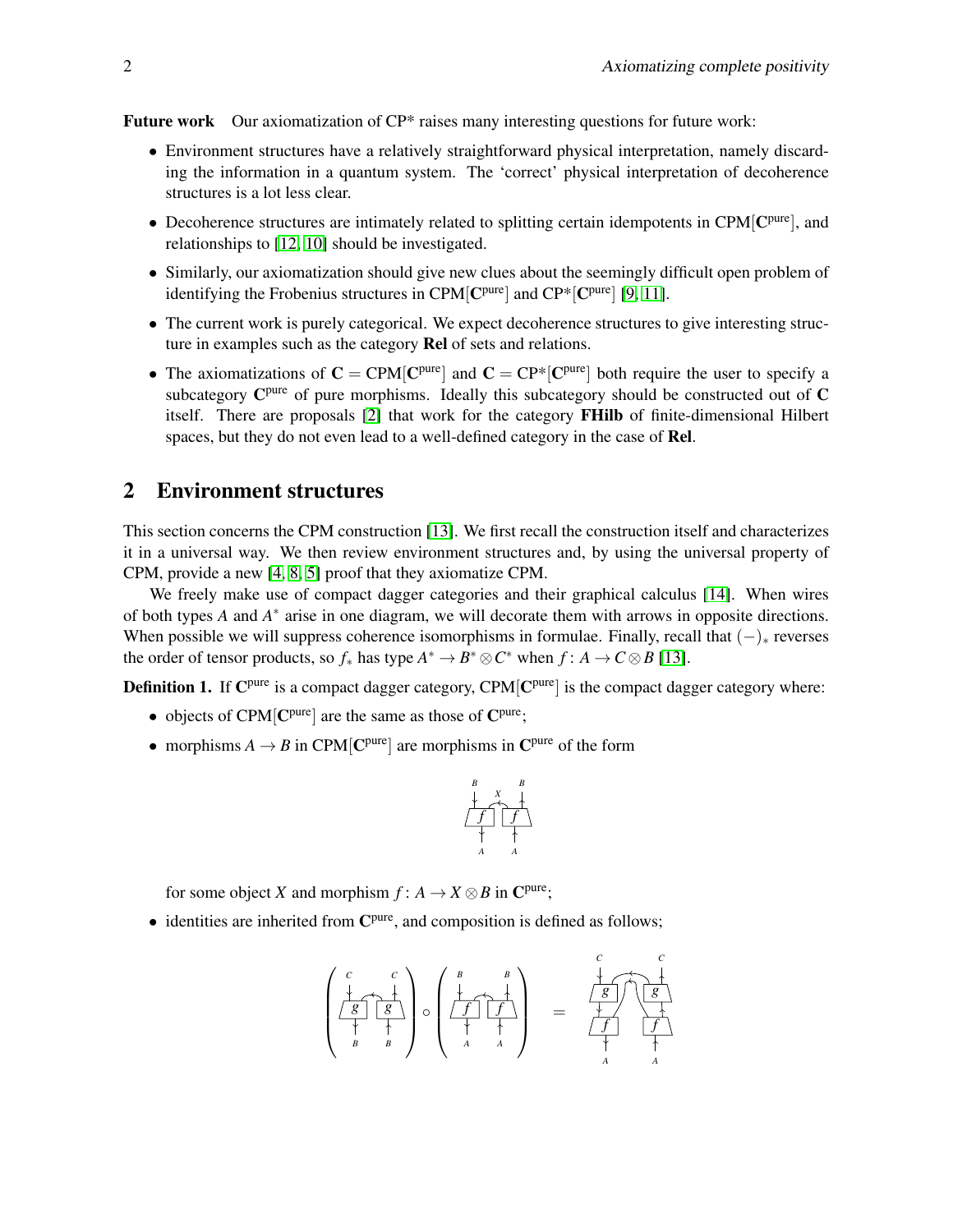**Future work** Our axiomatization of CP* raises many interesting questions for future work:

- Environment structures have a relatively straightforward physical interpretation, namely discarding the information in a quantum system. The 'correct' physical interpretation of decoherence structures is a lot less clear.
- Decoherence structures are intimately related to splitting certain idempotents in CPM[$\mathbf{C}^{\text{pure}}$], and relationships to [12, 10] should be investigated.
- Similarly, our axiomatization should give new clues about the seemingly difficult open problem of identifying the Frobenius structures in CPM[$\mathbf{C}^{\text{pure}}$] and CP*[$\mathbf{C}^{\text{pure}}$] [9, 11].
- The current work is purely categorical. We expect decoherence structures to give interesting structure in examples such as the category **Rel** of sets and relations.
- The axiomatizations of $\mathbf{C} = \text{CPM}[\mathbf{C}^{\text{pure}}]$ and $\mathbf{C} = \text{CP*}[\mathbf{C}^{\text{pure}}]$ both require the user to specify a subcategory $\mathbf{C}^{\text{pure}}$ of pure morphisms. Ideally this subcategory should be constructed out of $\mathbf{C}$ itself. There are proposals [2] that work for the category **FHilb** of finite-dimensional Hilbert spaces, but they do not even lead to a well-defined category in the case of **Rel**.

## 2 Environment structures

This section concerns the CPM construction [13]. We first recall the construction itself and characterizes it in a universal way. We then review environment structures and, by using the universal property of CPM, provide a new [4, 8, 5] proof that they axiomatize CPM.

We freely make use of compact dagger categories and their graphical calculus [14]. When wires of both types $A$ and $A^*$ arise in one diagram, we will decorate them with arrows in opposite directions. When possible we will suppress coherence isomorphisms in formulae. Finally, recall that $(-)_*$ reverses the order of tensor products, so $f_*$ has type $A^* \to B^* \otimes C^*$ when $f\colon A \to C \otimes B$ [13].

**Definition 1.** If $\mathbf{C}^{\text{pure}}$ is a compact dagger category, CPM[$\mathbf{C}^{\text{pure}}$] is the compact dagger category where:

- objects of CPM[$\mathbf{C}^{\text{pure}}$] are the same as those of $\mathbf{C}^{\text{pure}}$;
- morphisms $A \to B$ in CPM[$\mathbf{C}^{\text{pure}}$] are morphisms in $\mathbf{C}^{\text{pure}}$ of the form

  [diagram: two boxes $f$ side by side, inputs $A$, $A$, outputs $B$, $B$, connected by a wire $X$]

  for some object $X$ and morphism $f\colon A \to X \otimes B$ in $\mathbf{C}^{\text{pure}}$;
- identities are inherited from $\mathbf{C}^{\text{pure}}$, and composition is defined as follows;

  [diagram: (pair of $g$ boxes from $B$, $B$ to $C$, $C$) $\circ$ (pair of $f$ boxes from $A$, $A$ to $B$, $B$) $=$ stacked $g$ over $f$ on each side, with the $X$-wires of $f$ and $g$ connected across]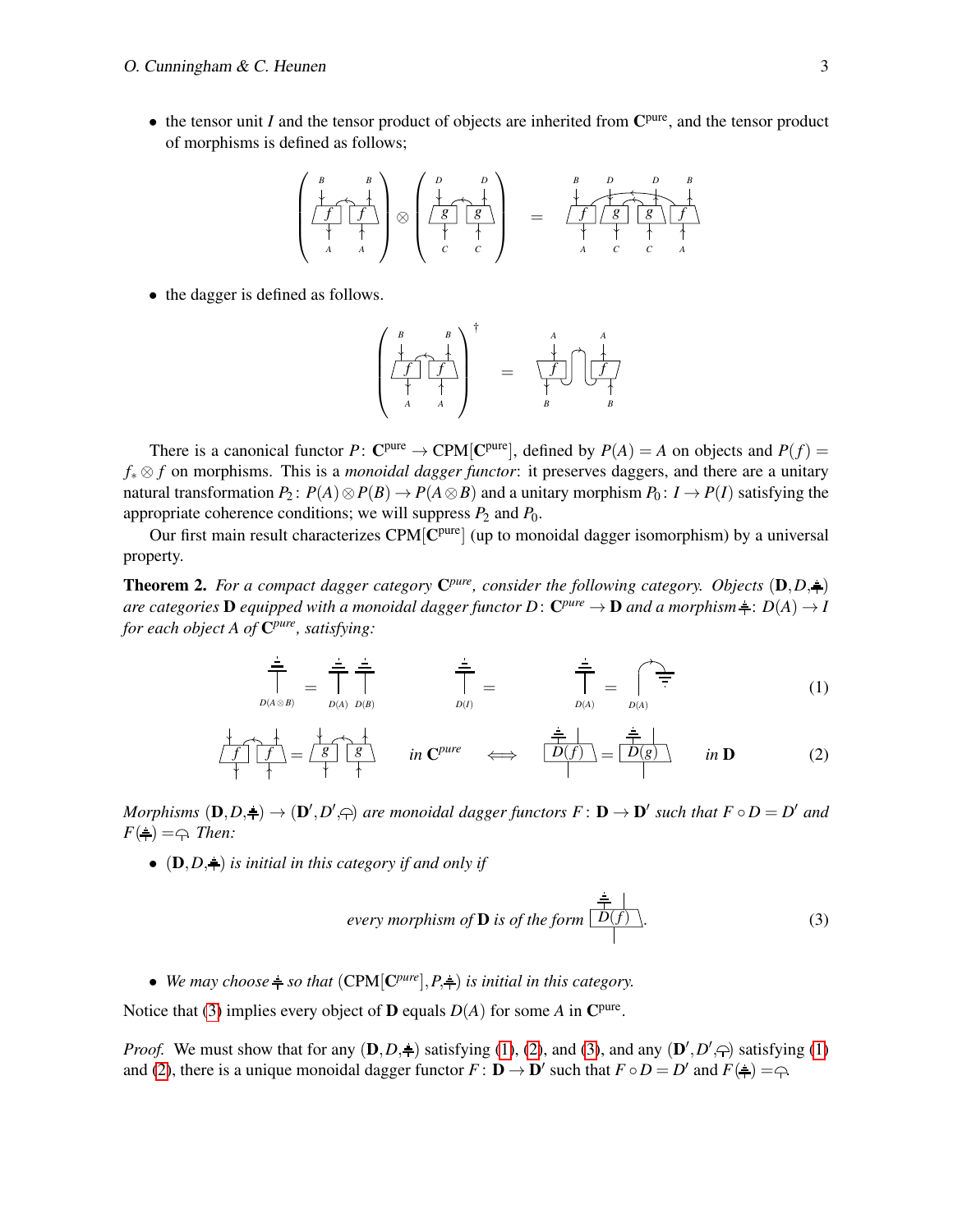- the tensor unit $I$ and the tensor product of objects are inherited from $\mathbf{C}^{\text{pure}}$, and the tensor product of morphisms is defined as follows;

- the dagger is defined as follows.

There is a canonical functor $P\colon \mathbf{C}^{\text{pure}} \to \text{CPM}[\mathbf{C}^{\text{pure}}]$, defined by $P(A) = A$ on objects and $P(f) = f_* \otimes f$ on morphisms. This is a *monoidal dagger functor*: it preserves daggers, and there are a unitary natural transformation $P_2\colon P(A) \otimes P(B) \to P(A \otimes B)$ and a unitary morphism $P_0\colon I \to P(I)$ satisfying the appropriate coherence conditions; we will suppress $P_2$ and $P_0$.

Our first main result characterizes $\text{CPM}[\mathbf{C}^{\text{pure}}]$ (up to monoidal dagger isomorphism) by a universal property.

**Theorem 2.** *For a compact dagger category $\mathbf{C}^{pure}$, consider the following category. Objects $(\mathbf{D}, D, \bar{\top})$ are categories $\mathbf{D}$ equipped with a monoidal dagger functor $D\colon \mathbf{C}^{pure} \to \mathbf{D}$ and a morphism $\bar{\top}\colon D(A) \to I$ for each object $A$ of $\mathbf{C}^{pure}$, satisfying:*

$$(1)$$

$$\text{in } \mathbf{C}^{pure} \iff \text{in } \mathbf{D} \qquad (2)$$

*Morphisms $(\mathbf{D}, D, \bar{\top}) \to (\mathbf{D}', D', \bar{\top}')$ are monoidal dagger functors $F\colon \mathbf{D} \to \mathbf{D}'$ such that $F \circ D = D'$ and $F(\bar{\top}) = \bar{\top}'$. Then:*

- *$(\mathbf{D}, D, \bar{\top})$ is initial in this category if and only if*

$$\text{every morphism of } \mathbf{D} \text{ is of the form } D(f). \qquad (3)$$

- *We may choose $\bar{\top}$ so that $(\text{CPM}[\mathbf{C}^{pure}], P, \bar{\top})$ is initial in this category.*

Notice that (3) implies every object of $\mathbf{D}$ equals $D(A)$ for some $A$ in $\mathbf{C}^{\text{pure}}$.

*Proof.* We must show that for any $(\mathbf{D}, D, \bar{\top})$ satisfying (1), (2), and (3), and any $(\mathbf{D}', D', \bar{\top}')$ satisfying (1) and (2), there is a unique monoidal dagger functor $F\colon \mathbf{D} \to \mathbf{D}'$ such that $F \circ D = D'$ and $F(\bar{\top}) = \bar{\top}'$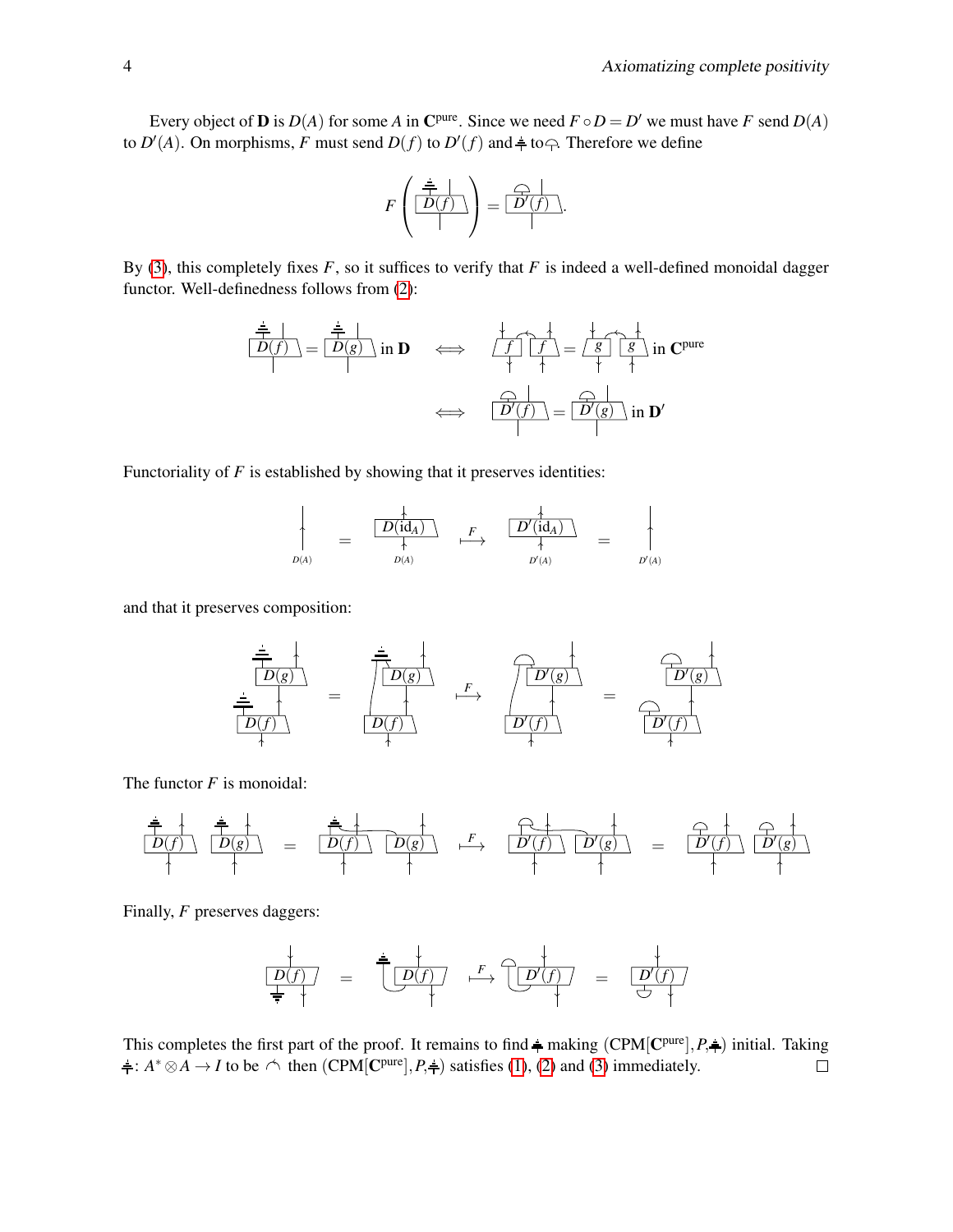Every object of $\mathbf{D}$ is $D(A)$ for some $A$ in $\mathbf{C}^{\text{pure}}$. Since we need $F \circ D = D'$ we must have $F$ send $D(A)$ to $D'(A)$. On morphisms, $F$ must send $D(f)$ to $D'(f)$ and ⏚ to ⌒. Therefore we define

$$F\left(\text{⏚ } D(f)\right) = \text{⌒ } D'(f).$$

By (3), this completely fixes $F$, so it suffices to verify that $F$ is indeed a well-defined monoidal dagger functor. Well-definedness follows from (2):

$$\text{⏚ } D(f) = \text{⏚ } D(g) \text{ in } \mathbf{D} \iff f \; f = g \; g \text{ in } \mathbf{C}^{\text{pure}}$$

$$\iff \text{⌒ } D'(f) = \text{⌒ } D'(g) \text{ in } \mathbf{D}'$$

Functoriality of $F$ is established by showing that it preserves identities:

$$D(A) = D(\text{id}_A) \overset{F}{\longmapsto} D'(\text{id}_A) = D'(A)$$

and that it preserves composition:

$$\text{⏚ } D(g) \circ \text{⏚ } D(f) = \text{⏚ } D(g) \circ D(f) \overset{F}{\longmapsto} \text{⌒ } D'(g) \circ D'(f) = \text{⌒ } D'(g) \circ \text{⌒ } D'(f)$$

The functor $F$ is monoidal:

$$\text{⏚ } D(f) \; \text{⏚ } D(g) = \text{⏚ } D(f) \; D(g) \overset{F}{\longmapsto} \text{⌒ } D'(f) \; D'(g) = \text{⌒ } D'(f) \; \text{⌒ } D'(g)$$

Finally, $F$ preserves daggers:

$$D(f)^\dagger = \text{⏚ } D(f) \overset{F}{\longmapsto} \text{⌒ } D'(f) = D'(f)^\dagger$$

This completes the first part of the proof. It remains to find ⏚ making $(\text{CPM}[\mathbf{C}^{\text{pure}}], P, \text{⏚})$ initial. Taking ⏚: $A^* \otimes A \to I$ to be ⌒ then $(\text{CPM}[\mathbf{C}^{\text{pure}}], P, \text{⏚})$ satisfies (1), (2) and (3) immediately. □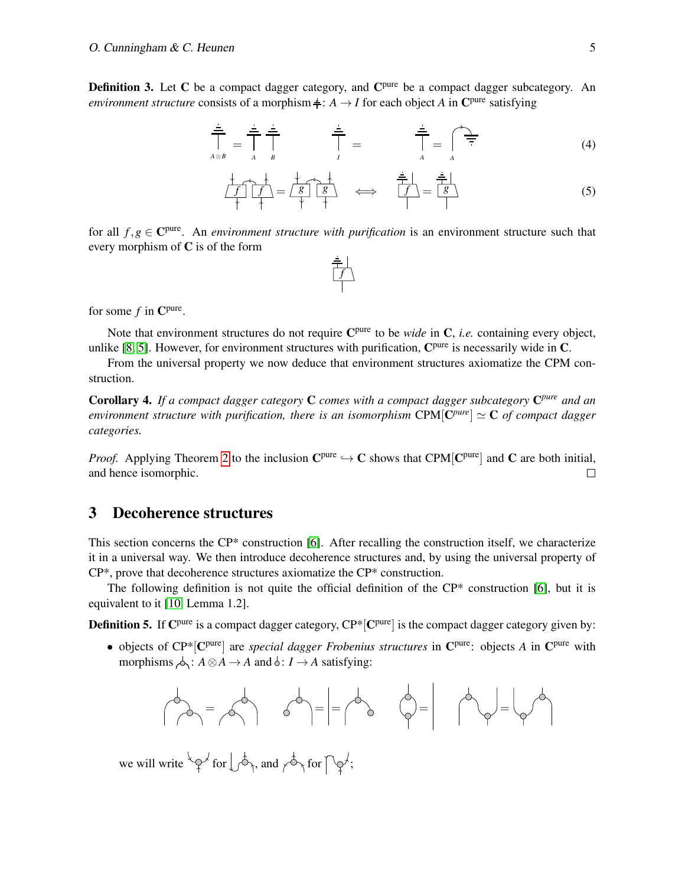**Definition 3.** Let $\mathbf{C}$ be a compact dagger category, and $\mathbf{C}^{\text{pure}}$ be a compact dagger subcategory. An *environment structure* consists of a morphism $\top \colon A \to I$ for each object $A$ in $\mathbf{C}^{\text{pure}}$ satisfying

$$(4)$$

$$(5)$$

for all $f, g \in \mathbf{C}^{\text{pure}}$. An *environment structure with purification* is an environment structure such that every morphism of $\mathbf{C}$ is of the form

for some $f$ in $\mathbf{C}^{\text{pure}}$.

Note that environment structures do not require $\mathbf{C}^{\text{pure}}$ to be *wide* in $\mathbf{C}$, *i.e.* containing every object, unlike [8, 5]. However, for environment structures with purification, $\mathbf{C}^{\text{pure}}$ is necessarily wide in $\mathbf{C}$.

From the universal property we now deduce that environment structures axiomatize the CPM construction.

**Corollary 4.** *If a compact dagger category* $\mathbf{C}$ *comes with a compact dagger subcategory* $\mathbf{C}^{pure}$ *and an environment structure with purification, there is an isomorphism* $\text{CPM}[\mathbf{C}^{pure}] \simeq \mathbf{C}$ *of compact dagger categories.*

*Proof.* Applying Theorem 2 to the inclusion $\mathbf{C}^{\text{pure}} \hookrightarrow \mathbf{C}$ shows that $\text{CPM}[\mathbf{C}^{\text{pure}}]$ and $\mathbf{C}$ are both initial, and hence isomorphic. □

## 3 Decoherence structures

This section concerns the CP* construction [6]. After recalling the construction itself, we characterize it in a universal way. We then introduce decoherence structures and, by using the universal property of CP*, prove that decoherence structures axiomatize the CP* construction.

The following definition is not quite the official definition of the CP* construction [6], but it is equivalent to it [10, Lemma 1.2].

**Definition 5.** If $\mathbf{C}^{\text{pure}}$ is a compact dagger category, $\text{CP*}[\mathbf{C}^{\text{pure}}]$ is the compact dagger category given by:

- objects of $\text{CP*}[\mathbf{C}^{\text{pure}}]$ are *special dagger Frobenius structures* in $\mathbf{C}^{\text{pure}}$: objects $A$ in $\mathbf{C}^{\text{pure}}$ with morphisms $A \otimes A \to A$ and $I \to A$ satisfying:

  we will write … for …, and … for …;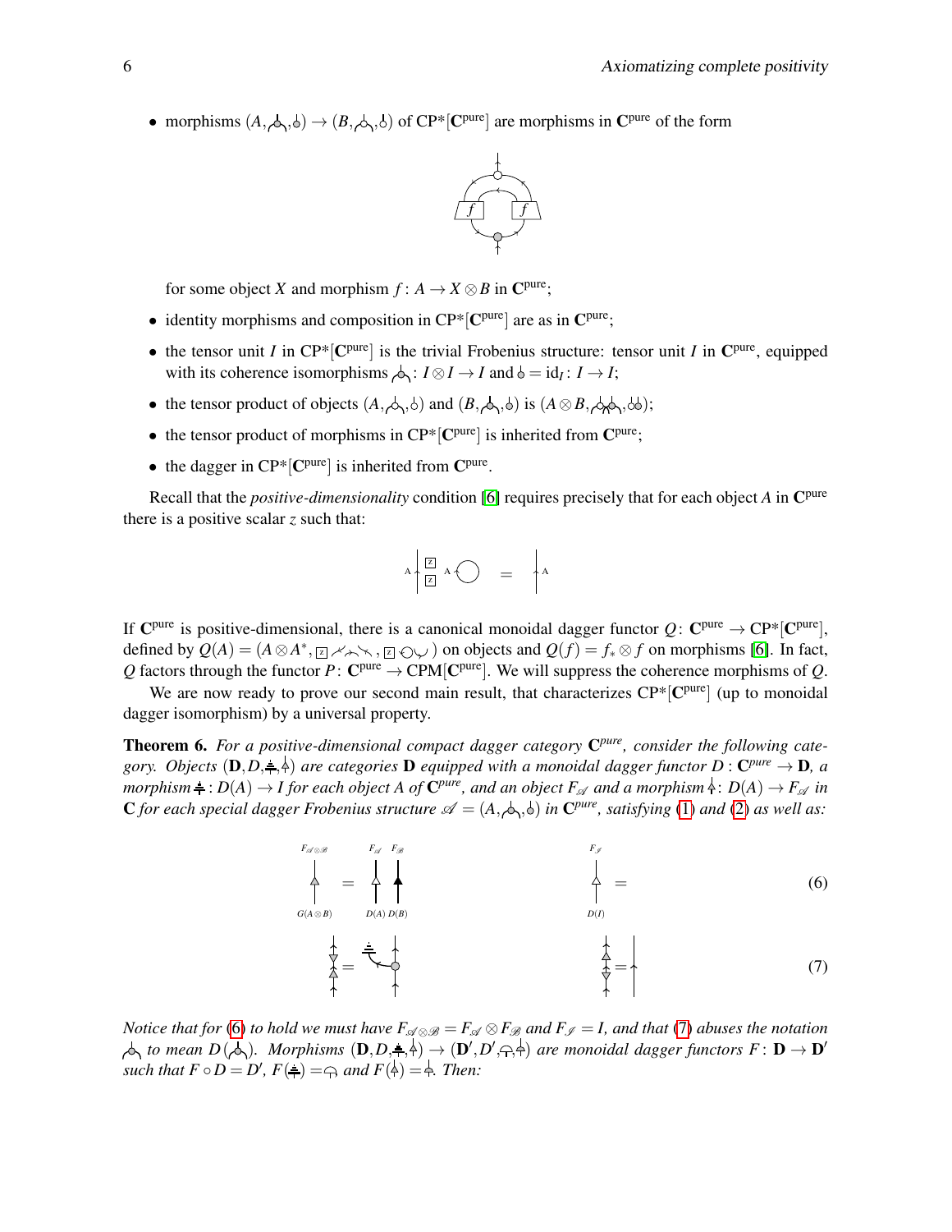- morphisms $(A, \text{multiplication}, \text{unit}) \to (B, \text{multiplication}, \text{unit})$ of CP*[$\mathbf{C}^{\text{pure}}$] are morphisms in $\mathbf{C}^{\text{pure}}$ of the form

  for some object $X$ and morphism $f\colon A \to X \otimes B$ in $\mathbf{C}^{\text{pure}}$;
- identity morphisms and composition in CP*[$\mathbf{C}^{\text{pure}}$] are as in $\mathbf{C}^{\text{pure}}$;
- the tensor unit $I$ in CP*[$\mathbf{C}^{\text{pure}}$] is the trivial Frobenius structure: tensor unit $I$ in $\mathbf{C}^{\text{pure}}$, equipped with its coherence isomorphisms multiplication$\colon I \otimes I \to I$ and unit $= \mathrm{id}_I\colon I \to I$;
- the tensor product of objects $(A, \text{multiplication}, \text{unit})$ and $(B, \text{multiplication}, \text{unit})$ is $(A \otimes B, \text{multiplication}, \text{unit})$;
- the tensor product of morphisms in CP*[$\mathbf{C}^{\text{pure}}$] is inherited from $\mathbf{C}^{\text{pure}}$;
- the dagger in CP*[$\mathbf{C}^{\text{pure}}$] is inherited from $\mathbf{C}^{\text{pure}}$.

Recall that the *positive-dimensionality* condition [6] requires precisely that for each object $A$ in $\mathbf{C}^{\text{pure}}$ there is a positive scalar $z$ such that:

If $\mathbf{C}^{\text{pure}}$ is positive-dimensional, there is a canonical monoidal dagger functor $Q\colon \mathbf{C}^{\text{pure}} \to \text{CP*}[\mathbf{C}^{\text{pure}}]$, defined by $Q(A) = (A \otimes A^*, z \ldots, z \ldots)$ on objects and $Q(f) = f_* \otimes f$ on morphisms [6]. In fact, $Q$ factors through the functor $P\colon \mathbf{C}^{\text{pure}} \to \text{CPM}[\mathbf{C}^{\text{pure}}]$. We will suppress the coherence morphisms of $Q$.

We are now ready to prove our second main result, that characterizes CP*[$\mathbf{C}^{\text{pure}}$] (up to monoidal dagger isomorphism) by a universal property.

**Theorem 6.** *For a positive-dimensional compact dagger category $\mathbf{C}^{pure}$, consider the following category. Objects $(\mathbf{D}, D, \text{discard}, \text{triangle})$ are categories $\mathbf{D}$ equipped with a monoidal dagger functor $D : \mathbf{C}^{pure} \to \mathbf{D}$, a morphism discard $: D(A) \to I$ for each object $A$ of $\mathbf{C}^{pure}$, and an object $F_{\mathscr{A}}$ and a morphism triangle$\colon D(A) \to F_{\mathscr{A}}$ in $\mathbf{C}$ for each special dagger Frobenius structure $\mathscr{A} = (A, \text{multiplication}, \text{unit})$ in $\mathbf{C}^{pure}$, satisfying (1) and (2) as well as:*

$$(6)$$

$$(7)$$

*Notice that for (6) to hold we must have $F_{\mathscr{A} \otimes \mathscr{B}} = F_{\mathscr{A}} \otimes F_{\mathscr{B}}$ and $F_{\mathscr{I}} = I$, and that (7) abuses the notation multiplication to mean $D(\text{multiplication})$. Morphisms $(\mathbf{D}, D, \text{discard}, \text{triangle}) \to (\mathbf{D}', D', \text{discard}', \text{triangle}')$ are monoidal dagger functors $F : \mathbf{D} \to \mathbf{D}'$ such that $F \circ D = D'$, $F(\text{discard}) = \text{discard}'$ and $F(\text{triangle}) = \text{triangle}'$. Then:*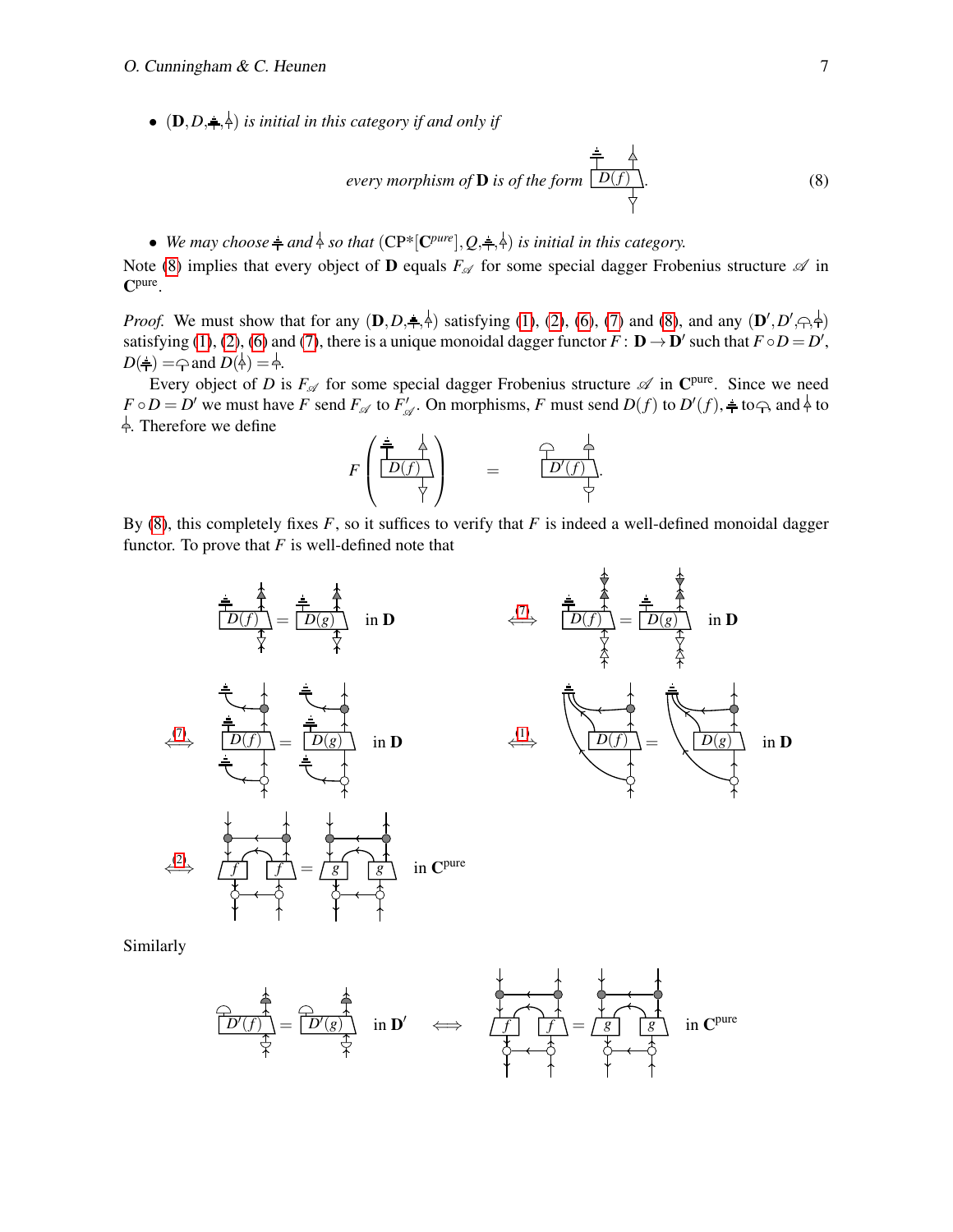- $(\mathbf{D}, D, \doteq, \Lsh)$ *is initial in this category if and only if*

$$\textit{every morphism of } \mathbf{D} \textit{ is of the form } \; D(f) \tag{8}$$

- *We may choose* $\doteq$ *and* $\Lsh$ *so that* $(\mathrm{CP}^*[\mathbf{C}^{pure}], Q, \doteq, \Lsh)$ *is initial in this category.*

Note (8) implies that every object of $\mathbf{D}$ equals $F_{\mathscr{A}}$ for some special dagger Frobenius structure $\mathscr{A}$ in $\mathbf{C}^{\mathrm{pure}}$.

*Proof.* We must show that for any $(\mathbf{D}, D, \doteq, \Lsh)$ satisfying (1), (2), (6), (7) and (8), and any $(\mathbf{D}', D', \frown, \Lsh)$ satisfying (1), (2), (6) and (7), there is a unique monoidal dagger functor $F \colon \mathbf{D} \to \mathbf{D}'$ such that $F \circ D = D'$, $D(\doteq) = \frown$ and $D(\Lsh) = \Lsh$.

Every object of $D$ is $F_{\mathscr{A}}$ for some special dagger Frobenius structure $\mathscr{A}$ in $\mathbf{C}^{\mathrm{pure}}$. Since we need $F \circ D = D'$ we must have $F$ send $F_{\mathscr{A}}$ to $F'_{\mathscr{A}}$. On morphisms, $F$ must send $D(f)$ to $D'(f)$, $\doteq$ to $\frown$, and $\Lsh$ to $\Lsh$. Therefore we define

$$F\left( D(f) \right) = D'(f).$$

By (8), this completely fixes $F$, so it suffices to verify that $F$ is indeed a well-defined monoidal dagger functor. To prove that $F$ is well-defined note that

$$D(f) = D(g) \text{ in } \mathbf{D} \overset{(7)}{\iff} D(f) = D(g) \text{ in } \mathbf{D}$$

$$\overset{(7)}{\iff} D(f) = D(g) \text{ in } \mathbf{D} \overset{(1)}{\iff} D(f) = D(g) \text{ in } \mathbf{D}$$

$$\overset{(2)}{\iff} f \;\; f = g \;\; g \text{ in } \mathbf{C}^{\mathrm{pure}}$$

Similarly

$$D'(f) = D'(g) \text{ in } \mathbf{D}' \iff f \;\; f = g \;\; g \text{ in } \mathbf{C}^{\mathrm{pure}}$$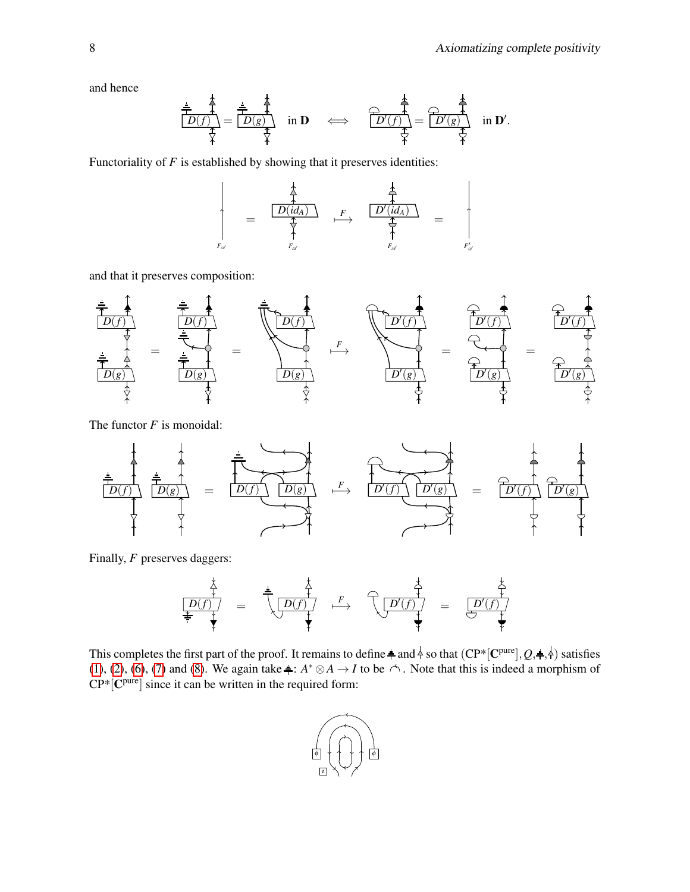and hence

Functoriality of $F$ is established by showing that it preserves identities:

and that it preserves composition:

The functor $F$ is monoidal:

Finally, $F$ preserves daggers:

This completes the first part of the proof. It remains to define and so that $(\mathbf{CP}^*[\mathbf{C}^{\text{pure}}], Q, , )$ satisfies (1), (2), (6), (7) and (8). We again take : $A^* \otimes A \to I$ to be . Note that this is indeed a morphism of $\mathbf{CP}^*[\mathbf{C}^{\text{pure}}]$ since it can be written in the required form: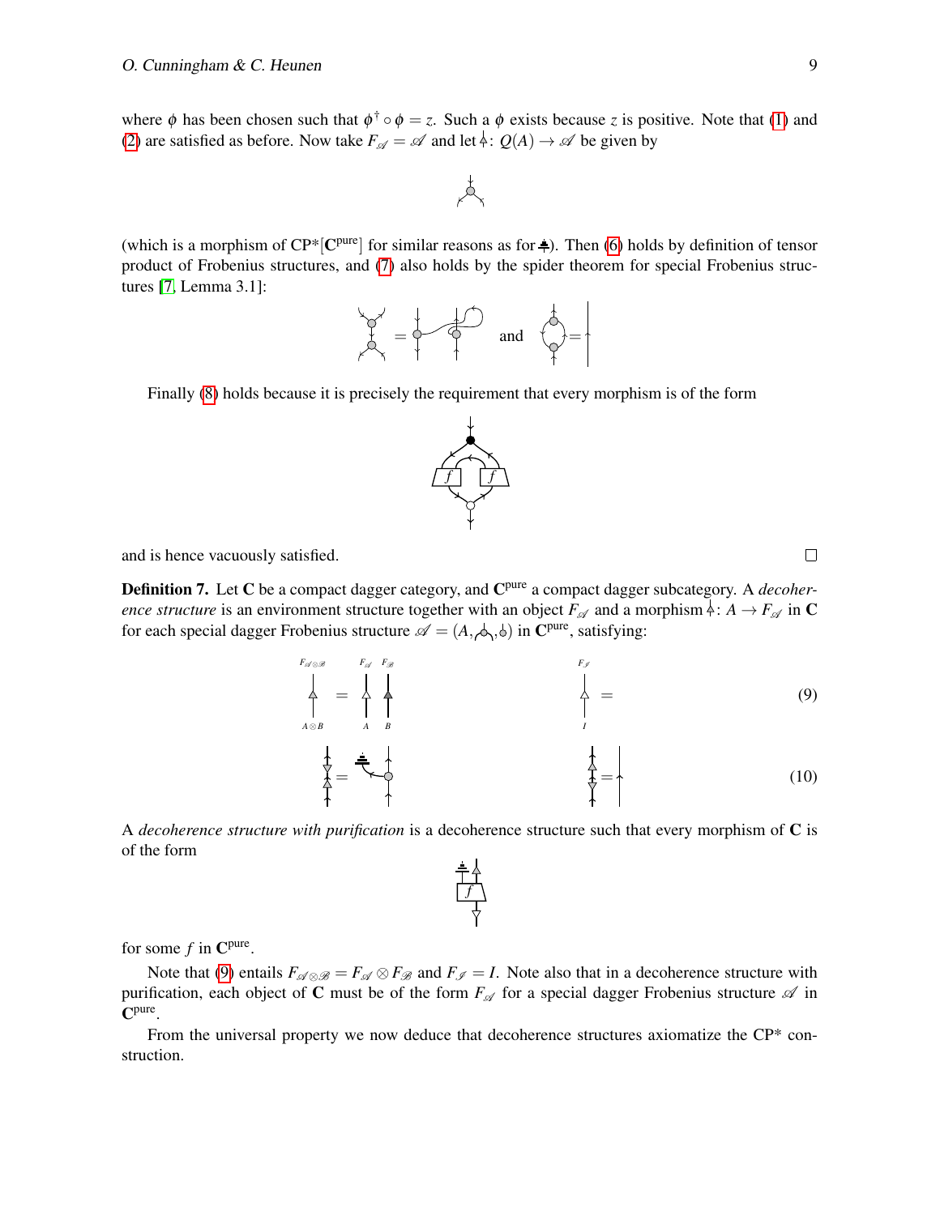where $\phi$ has been chosen such that $\phi^\dagger \circ \phi = z$. Such a $\phi$ exists because $z$ is positive. Note that (1) and (2) are satisfied as before. Now take $F_{\mathscr{A}} = \mathscr{A}$ and let $\triangle\colon Q(A) \to \mathscr{A}$ be given by

(which is a morphism of CP*[$\mathbf{C}^{\text{pure}}$] for similar reasons as for $\doteq$). Then (6) holds by definition of tensor product of Frobenius structures, and (7) also holds by the spider theorem for special Frobenius structures [7, Lemma 3.1]:

and

Finally (8) holds because it is precisely the requirement that every morphism is of the form

and is hence vacuously satisfied. □

**Definition 7.** Let $\mathbf{C}$ be a compact dagger category, and $\mathbf{C}^{\text{pure}}$ a compact dagger subcategory. A *decoherence structure* is an environment structure together with an object $F_{\mathscr{A}}$ and a morphism $\triangle\colon A \to F_{\mathscr{A}}$ in $\mathbf{C}$ for each special dagger Frobenius structure $\mathscr{A} = (A, \text{⋏}, \text{⊥})$ in $\mathbf{C}^{\text{pure}}$, satisfying:

$$(9)$$

$$(10)$$

A *decoherence structure with purification* is a decoherence structure such that every morphism of $\mathbf{C}$ is of the form

for some $f$ in $\mathbf{C}^{\text{pure}}$.

Note that (9) entails $F_{\mathscr{A}\otimes\mathscr{B}} = F_{\mathscr{A}} \otimes F_{\mathscr{B}}$ and $F_{\mathscr{I}} = I$. Note also that in a decoherence structure with purification, each object of $\mathbf{C}$ must be of the form $F_{\mathscr{A}}$ for a special dagger Frobenius structure $\mathscr{A}$ in $\mathbf{C}^{\text{pure}}$.

From the universal property we now deduce that decoherence structures axiomatize the CP* construction.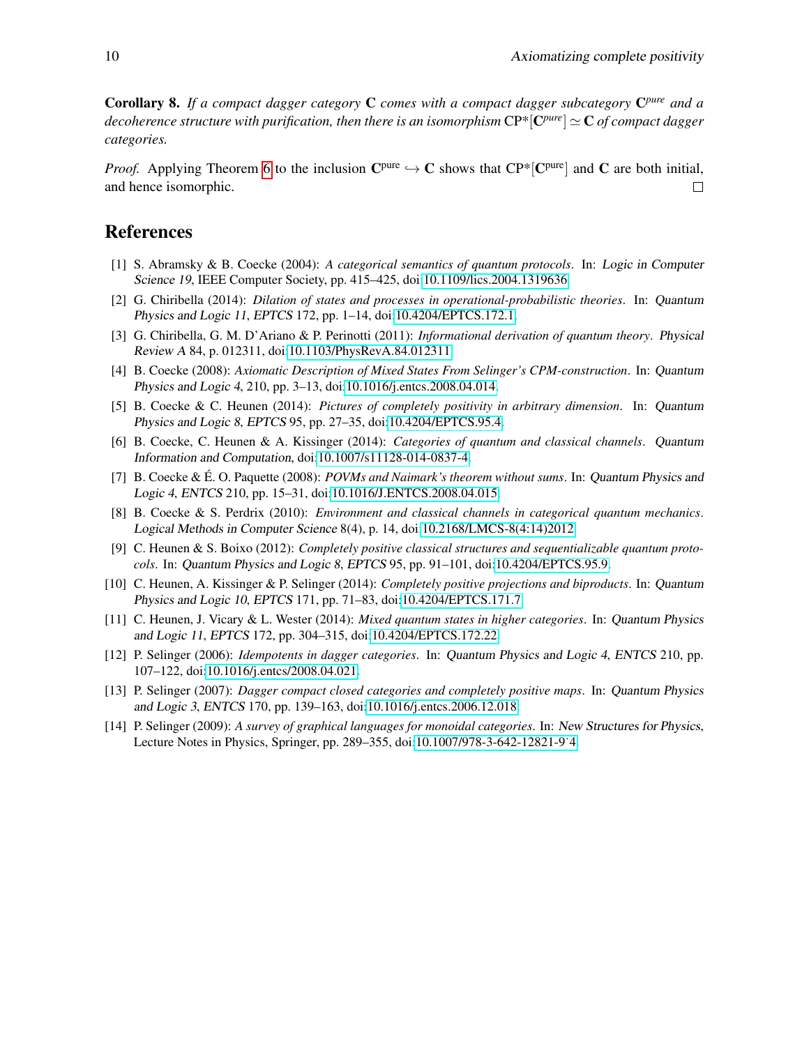**Corollary 8.** *If a compact dagger category* $\mathbf{C}$ *comes with a compact dagger subcategory* $\mathbf{C}^{pure}$ *and a decoherence structure with purification, then there is an isomorphism* $\mathrm{CP}^*[\mathbf{C}^{pure}] \simeq \mathbf{C}$ *of compact dagger categories.*

*Proof.* Applying Theorem 6 to the inclusion $\mathbf{C}^{\mathrm{pure}} \hookrightarrow \mathbf{C}$ shows that $\mathrm{CP}^*[\mathbf{C}^{\mathrm{pure}}]$ and $\mathbf{C}$ are both initial, and hence isomorphic. □

## References

[1] S. Abramsky & B. Coecke (2004): *A categorical semantics of quantum protocols*. In: Logic in Computer Science 19, IEEE Computer Society, pp. 415–425, doi:10.1109/lics.2004.1319636.

[2] G. Chiribella (2014): *Dilation of states and processes in operational-probabilistic theories*. In: Quantum Physics and Logic 11, EPTCS 172, pp. 1–14, doi:10.4204/EPTCS.172.1.

[3] G. Chiribella, G. M. D'Ariano & P. Perinotti (2011): *Informational derivation of quantum theory*. Physical Review A 84, p. 012311, doi:10.1103/PhysRevA.84.012311.

[4] B. Coecke (2008): *Axiomatic Description of Mixed States From Selinger's CPM-construction*. In: Quantum Physics and Logic 4, 210, pp. 3–13, doi:10.1016/j.entcs.2008.04.014.

[5] B. Coecke & C. Heunen (2014): *Pictures of completely positivity in arbitrary dimension*. In: Quantum Physics and Logic 8, EPTCS 95, pp. 27–35, doi:10.4204/EPTCS.95.4.

[6] B. Coecke, C. Heunen & A. Kissinger (2014): *Categories of quantum and classical channels*. Quantum Information and Computation, doi:10.1007/s11128-014-0837-4.

[7] B. Coecke & É. O. Paquette (2008): *POVMs and Naimark's theorem without sums*. In: Quantum Physics and Logic 4, ENTCS 210, pp. 15–31, doi:10.1016/J.ENTCS.2008.04.015.

[8] B. Coecke & S. Perdrix (2010): *Environment and classical channels in categorical quantum mechanics*. Logical Methods in Computer Science 8(4), p. 14, doi:10.2168/LMCS-8(4:14)2012.

[9] C. Heunen & S. Boixo (2012): *Completely positive classical structures and sequentializable quantum protocols*. In: Quantum Physics and Logic 8, EPTCS 95, pp. 91–101, doi:10.4204/EPTCS.95.9.

[10] C. Heunen, A. Kissinger & P. Selinger (2014): *Completely positive projections and biproducts*. In: Quantum Physics and Logic 10, EPTCS 171, pp. 71–83, doi:10.4204/EPTCS.171.7.

[11] C. Heunen, J. Vicary & L. Wester (2014): *Mixed quantum states in higher categories*. In: Quantum Physics and Logic 11, EPTCS 172, pp. 304–315, doi:10.4204/EPTCS.172.22.

[12] P. Selinger (2006): *Idempotents in dagger categories*. In: Quantum Physics and Logic 4, ENTCS 210, pp. 107–122, doi:10.1016/j.entcs/2008.04.021.

[13] P. Selinger (2007): *Dagger compact closed categories and completely positive maps*. In: Quantum Physics and Logic 3, ENTCS 170, pp. 139–163, doi:10.1016/j.entcs.2006.12.018.

[14] P. Selinger (2009): *A survey of graphical languages for monoidal categories*. In: New Structures for Physics, Lecture Notes in Physics, Springer, pp. 289–355, doi:10.1007/978-3-642-12821-9`4.